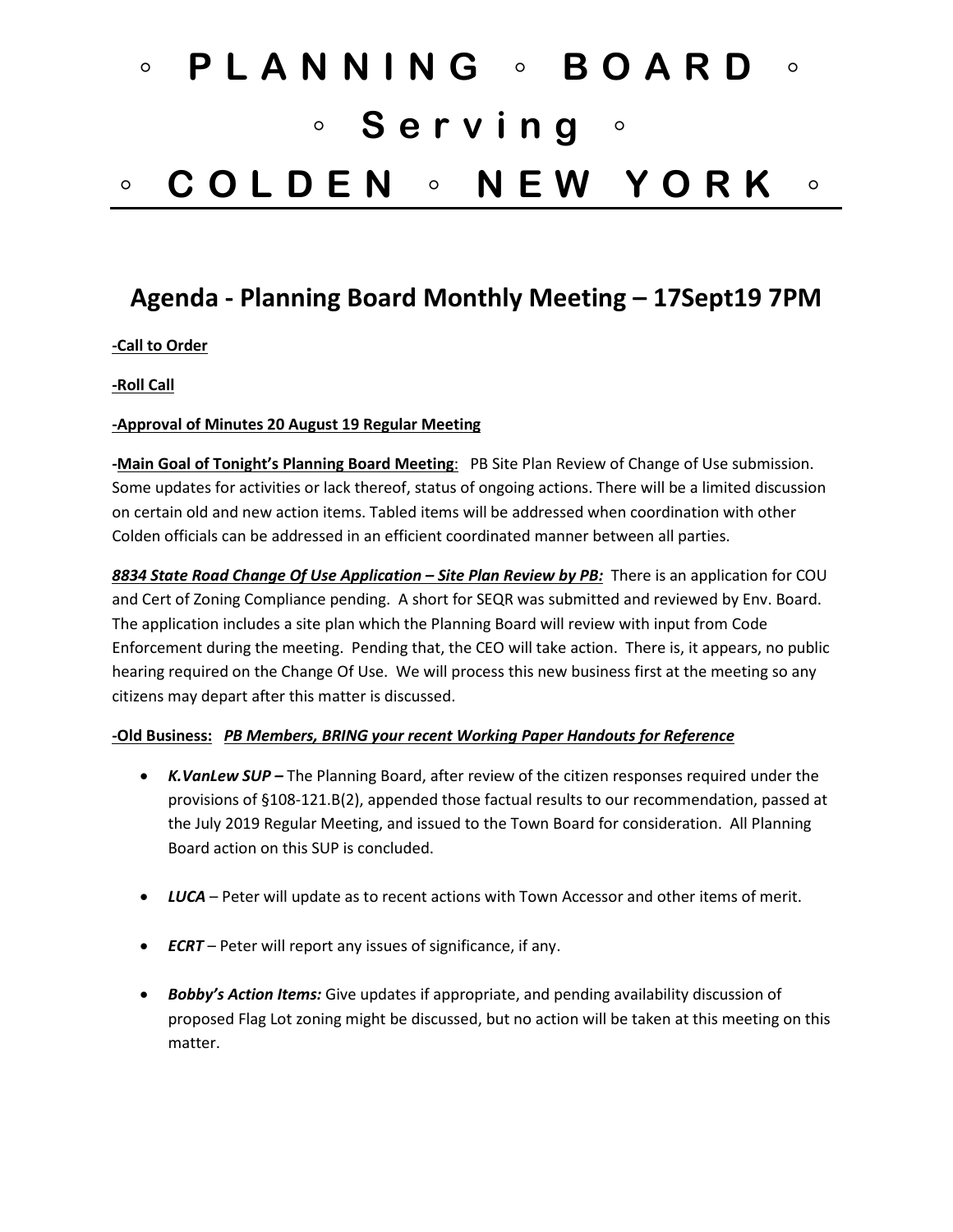# ◦ P L A N N I N G ◦ B O A R D ◦

# ◦ S e r v i n g ◦

# ◦ C O L D E N ◦ N E W Y O R K ◦

## Agenda - Planning Board Monthly Meeting – 17Sept19 7PM

**-Call to Order**

**-Roll Call**

**-Approval of Minutes 20 August 19 Regular Meeting**

**-Main Goal of Tonight's Planning Board Meeting**: PB Site Plan Review of Change of Use submission. Some updates for activities or lack thereof, status of ongoing actions. There will be a limited discussion on certain old and new action items. Tabled items will be addressed when coordination with other Colden officials can be addressed in an efficient coordinated manner between all parties.

***8834 State Road Change Of Use Application – Site Plan Review by PB:*** There is an application for COU and Cert of Zoning Compliance pending. A short for SEQR was submitted and reviewed by Env. Board. The application includes a site plan which the Planning Board will review with input from Code Enforcement during the meeting. Pending that, the CEO will take action. There is, it appears, no public hearing required on the Change Of Use. We will process this new business first at the meeting so any citizens may depart after this matter is discussed.

**-Old Business:** ***PB Members, BRING your recent Working Paper Handouts for Reference***

- ***K.VanLew SUP –*** The Planning Board, after review of the citizen responses required under the provisions of §108-121.B(2), appended those factual results to our recommendation, passed at the July 2019 Regular Meeting, and issued to the Town Board for consideration. All Planning Board action on this SUP is concluded.

- ***LUCA*** – Peter will update as to recent actions with Town Accessor and other items of merit.

- ***ECRT*** – Peter will report any issues of significance, if any.

- ***Bobby's Action Items:*** Give updates if appropriate, and pending availability discussion of proposed Flag Lot zoning might be discussed, but no action will be taken at this meeting on this matter.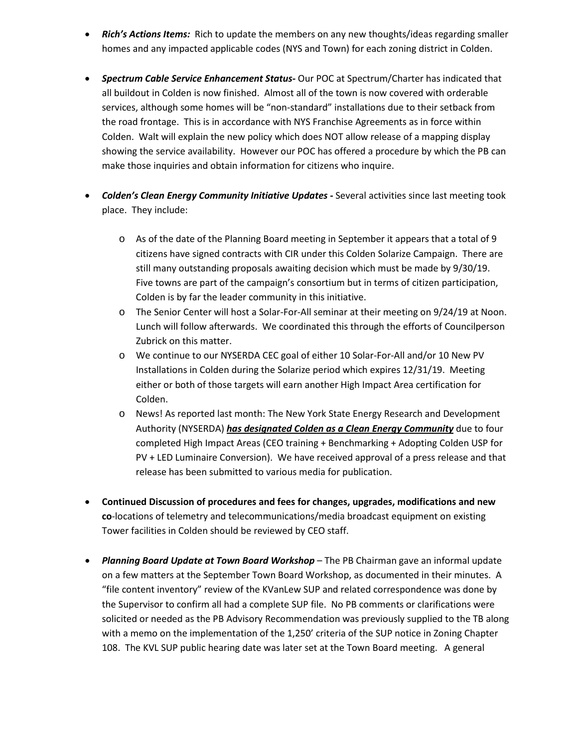- ***Rich's Actions Items:*** Rich to update the members on any new thoughts/ideas regarding smaller homes and any impacted applicable codes (NYS and Town) for each zoning district in Colden.

- ***Spectrum Cable Service Enhancement Status-*** Our POC at Spectrum/Charter has indicated that all buildout in Colden is now finished. Almost all of the town is now covered with orderable services, although some homes will be "non-standard" installations due to their setback from the road frontage. This is in accordance with NYS Franchise Agreements as in force within Colden. Walt will explain the new policy which does NOT allow release of a mapping display showing the service availability. However our POC has offered a procedure by which the PB can make those inquiries and obtain information for citizens who inquire.

- ***Colden's Clean Energy Community Initiative Updates -*** Several activities since last meeting took place. They include:

  - As of the date of the Planning Board meeting in September it appears that a total of 9 citizens have signed contracts with CIR under this Colden Solarize Campaign. There are still many outstanding proposals awaiting decision which must be made by 9/30/19. Five towns are part of the campaign's consortium but in terms of citizen participation, Colden is by far the leader community in this initiative.
  - The Senior Center will host a Solar-For-All seminar at their meeting on 9/24/19 at Noon. Lunch will follow afterwards. We coordinated this through the efforts of Councilperson Zubrick on this matter.
  - We continue to our NYSERDA CEC goal of either 10 Solar-For-All and/or 10 New PV Installations in Colden during the Solarize period which expires 12/31/19. Meeting either or both of those targets will earn another High Impact Area certification for Colden.
  - News! As reported last month: The New York State Energy Research and Development Authority (NYSERDA) ***<u>has designated Colden as a Clean Energy Community</u>*** due to four completed High Impact Areas (CEO training + Benchmarking + Adopting Colden USP for PV + LED Luminaire Conversion). We have received approval of a press release and that release has been submitted to various media for publication.

- **Continued Discussion of procedures and fees for changes, upgrades, modifications and new co**-locations of telemetry and telecommunications/media broadcast equipment on existing Tower facilities in Colden should be reviewed by CEO staff.

- ***Planning Board Update at Town Board Workshop*** – The PB Chairman gave an informal update on a few matters at the September Town Board Workshop, as documented in their minutes. A "file content inventory" review of the KVanLew SUP and related correspondence was done by the Supervisor to confirm all had a complete SUP file. No PB comments or clarifications were solicited or needed as the PB Advisory Recommendation was previously supplied to the TB along with a memo on the implementation of the 1,250' criteria of the SUP notice in Zoning Chapter 108. The KVL SUP public hearing date was later set at the Town Board meeting. A general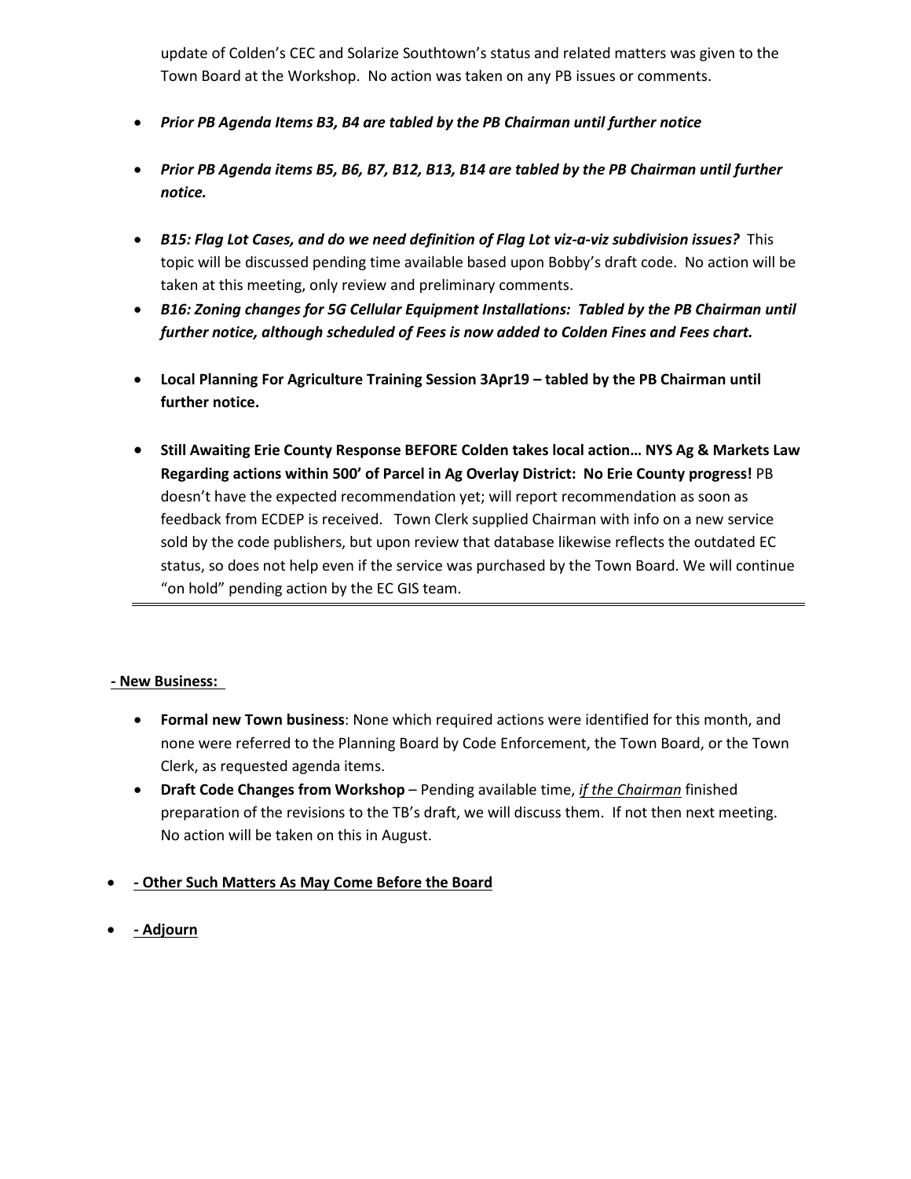update of Colden's CEC and Solarize Southtown's status and related matters was given to the Town Board at the Workshop. No action was taken on any PB issues or comments.

- ***Prior PB Agenda Items B3, B4 are tabled by the PB Chairman until further notice***
- ***Prior PB Agenda items B5, B6, B7, B12, B13, B14 are tabled by the PB Chairman until further notice.***
- ***B15: Flag Lot Cases, and do we need definition of Flag Lot viz-a-viz subdivision issues?*** This topic will be discussed pending time available based upon Bobby's draft code. No action will be taken at this meeting, only review and preliminary comments.
- ***B16: Zoning changes for 5G Cellular Equipment Installations: Tabled by the PB Chairman until further notice, although scheduled of Fees is now added to Colden Fines and Fees chart.***
- **Local Planning For Agriculture Training Session 3Apr19 – tabled by the PB Chairman until further notice.**
- **Still Awaiting Erie County Response BEFORE Colden takes local action… NYS Ag & Markets Law Regarding actions within 500' of Parcel in Ag Overlay District: No Erie County progress!** PB doesn't have the expected recommendation yet; will report recommendation as soon as feedback from ECDEP is received. Town Clerk supplied Chairman with info on a new service sold by the code publishers, but upon review that database likewise reflects the outdated EC status, so does not help even if the service was purchased by the Town Board. We will continue "on hold" pending action by the EC GIS team.

---

**- New Business:**

- **Formal new Town business**: None which required actions were identified for this month, and none were referred to the Planning Board by Code Enforcement, the Town Board, or the Town Clerk, as requested agenda items.
- **Draft Code Changes from Workshop** – Pending available time, *if the Chairman* finished preparation of the revisions to the TB's draft, we will discuss them. If not then next meeting. No action will be taken on this in August.

- **- Other Such Matters As May Come Before the Board**
- **- Adjourn**